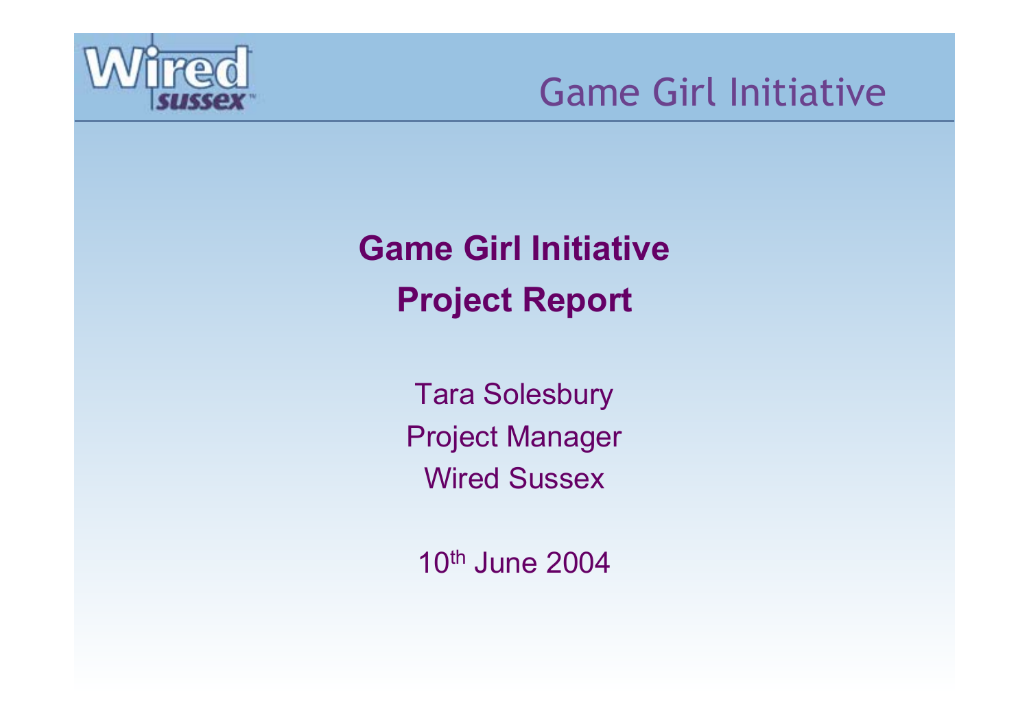# Game Girl Initiative Project Report

Tara Solesbury

Project Manager

Wired Sussex

10th June 2004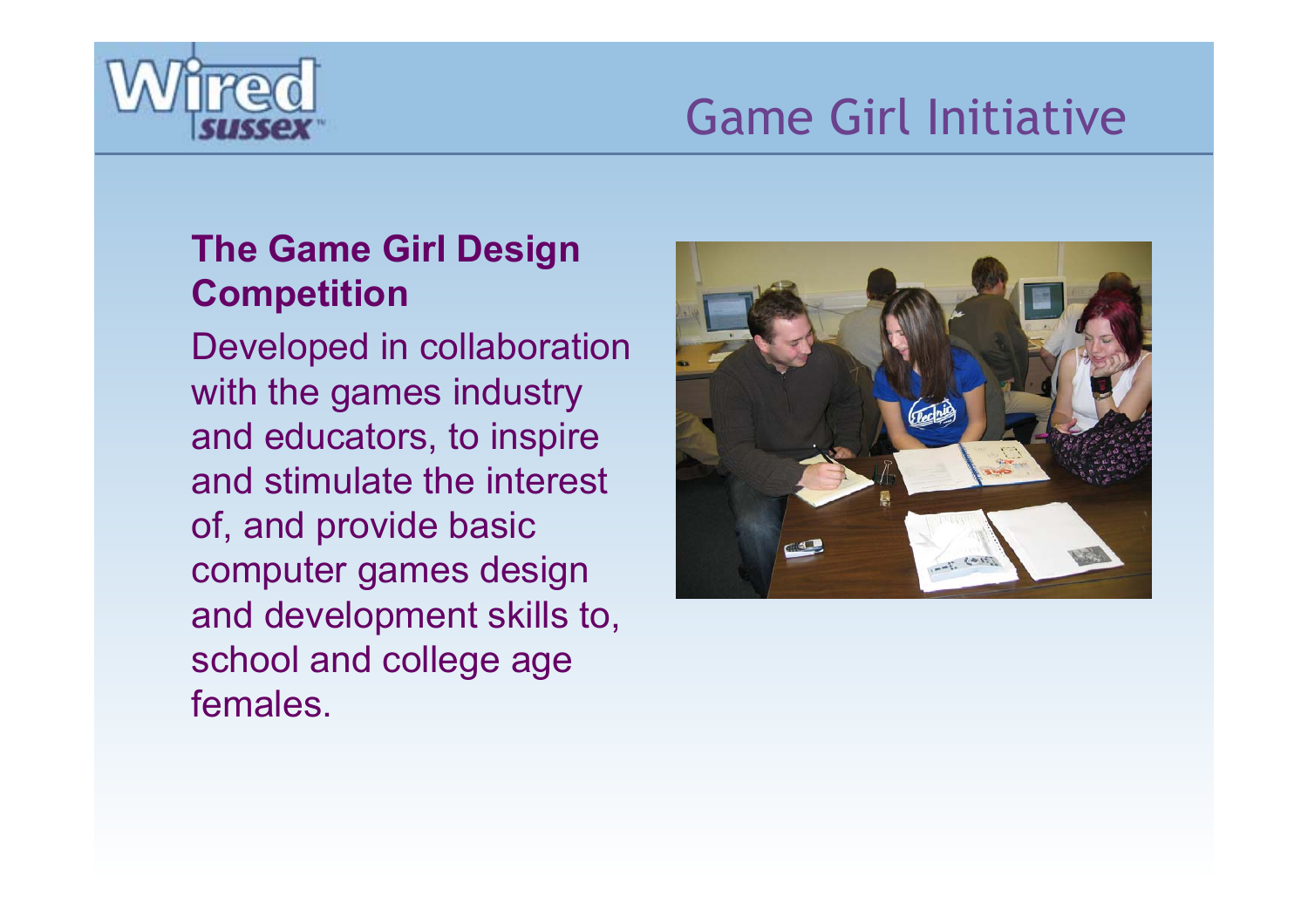# Game Girl Initiative

**The Game Girl Design Competition**

Developed in collaboration with the games industry and educators, to inspire and stimulate the interest of, and provide basic computer games design and development skills to, school and college age females.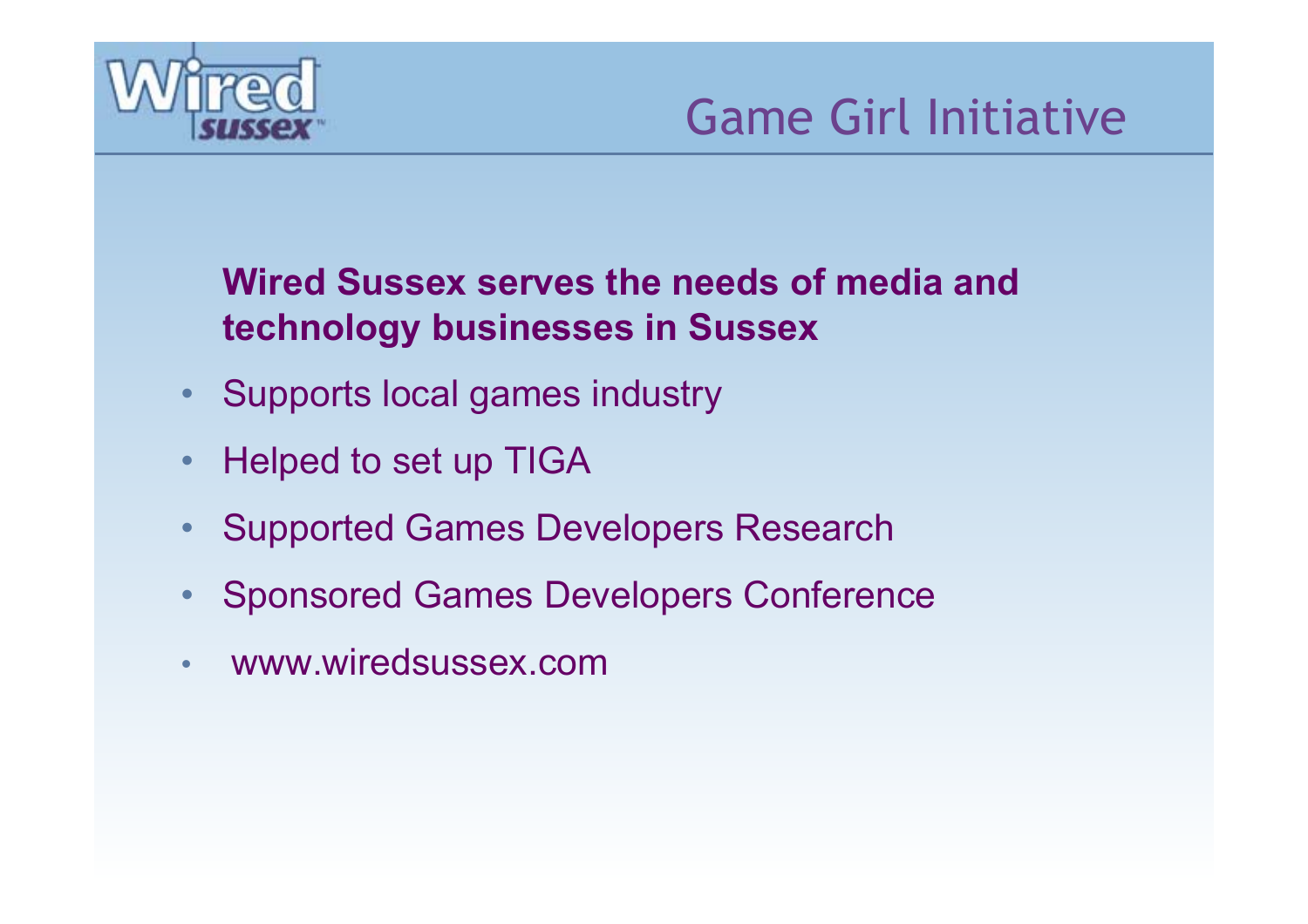# Game Girl Initiative

**Wired Sussex serves the needs of media and technology businesses in Sussex**

- Supports local games industry
- Helped to set up TIGA
- Supported Games Developers Research
- Sponsored Games Developers Conference
- www.wiredsussex.com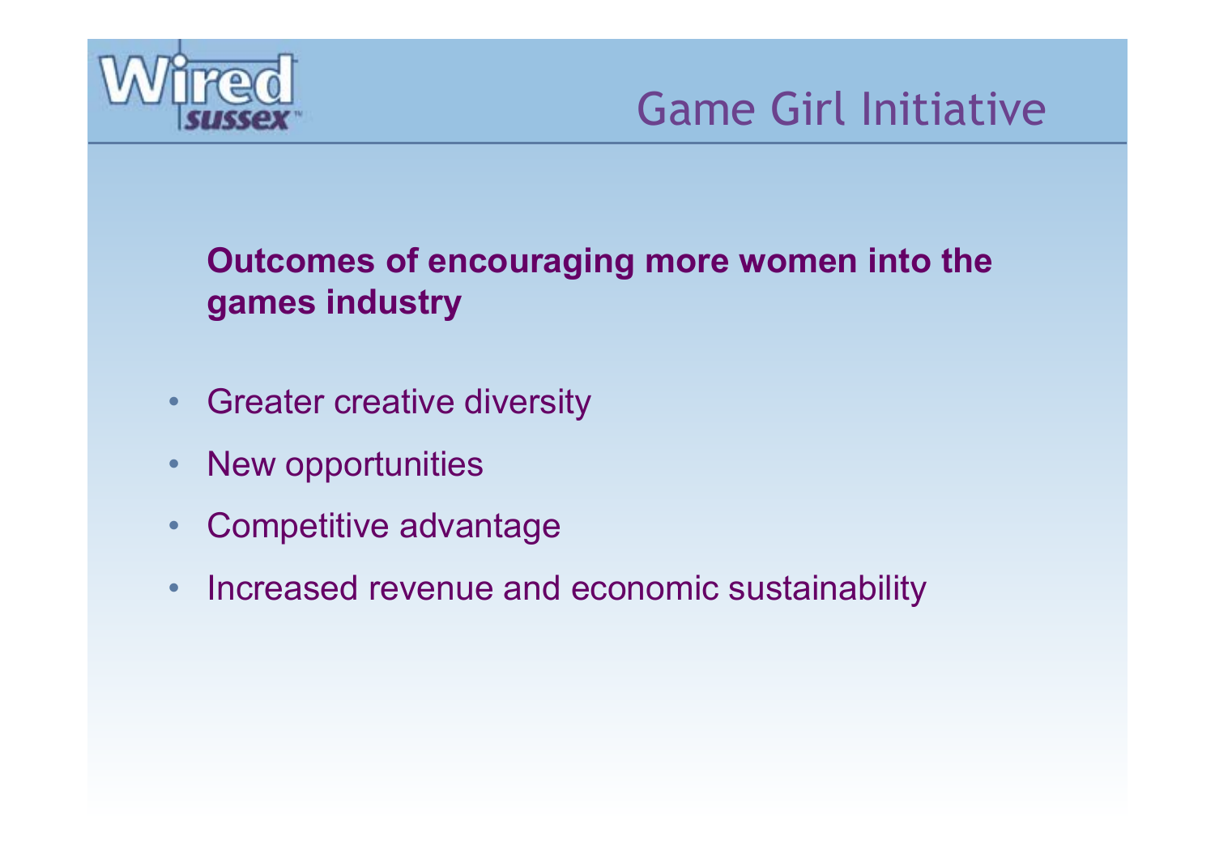# Game Girl Initiative

**Outcomes of encouraging more women into the games industry**

- Greater creative diversity
- New opportunities
- Competitive advantage
- Increased revenue and economic sustainability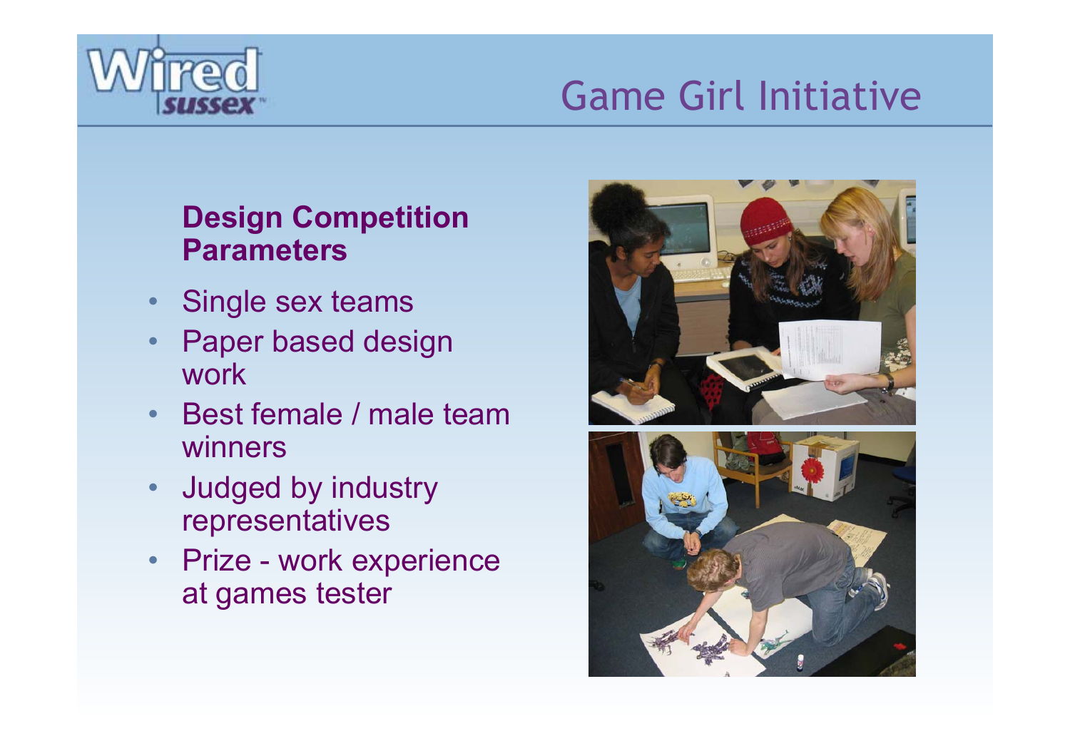# Game Girl Initiative

**Design Competition Parameters**

- Single sex teams
- Paper based design work
- Best female / male team winners
- Judged by industry representatives
- Prize - work experience at games tester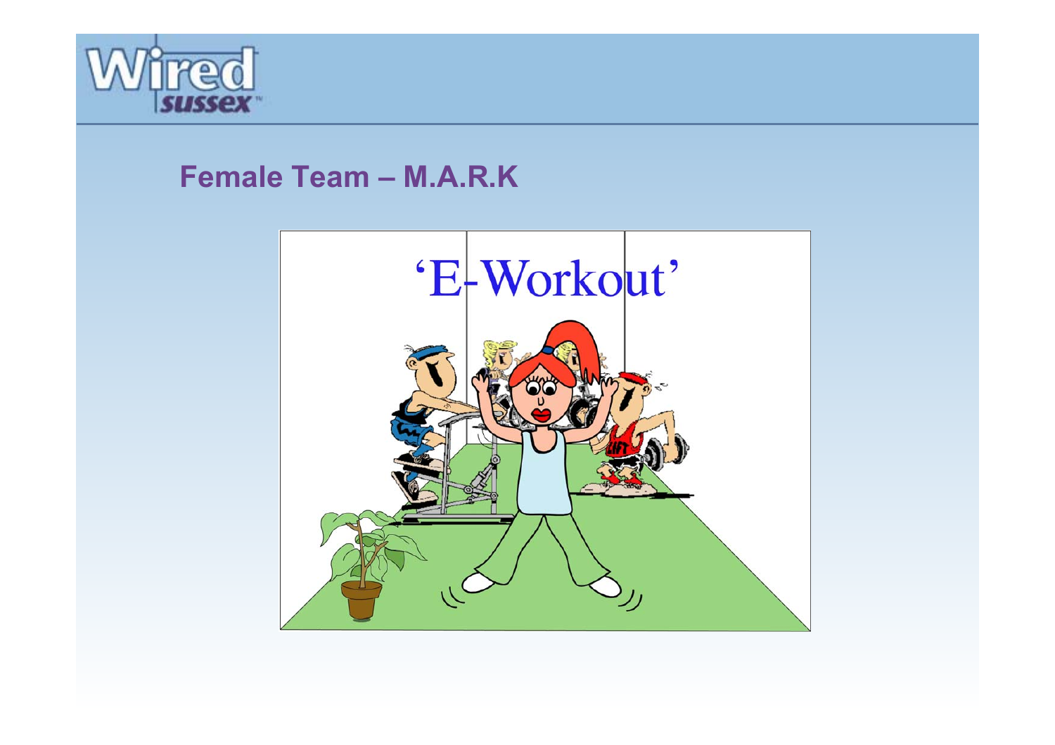## Female Team – M.A.R.K

‘E-Workout’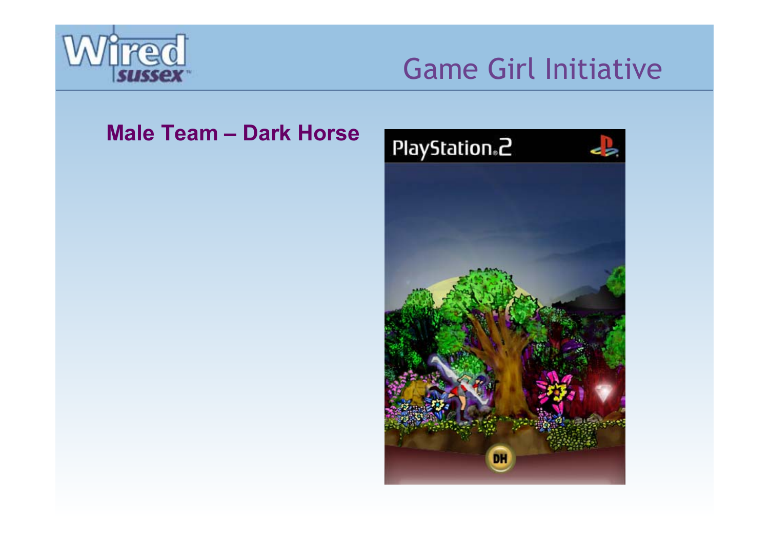# Game Girl Initiative

**Male Team – Dark Horse**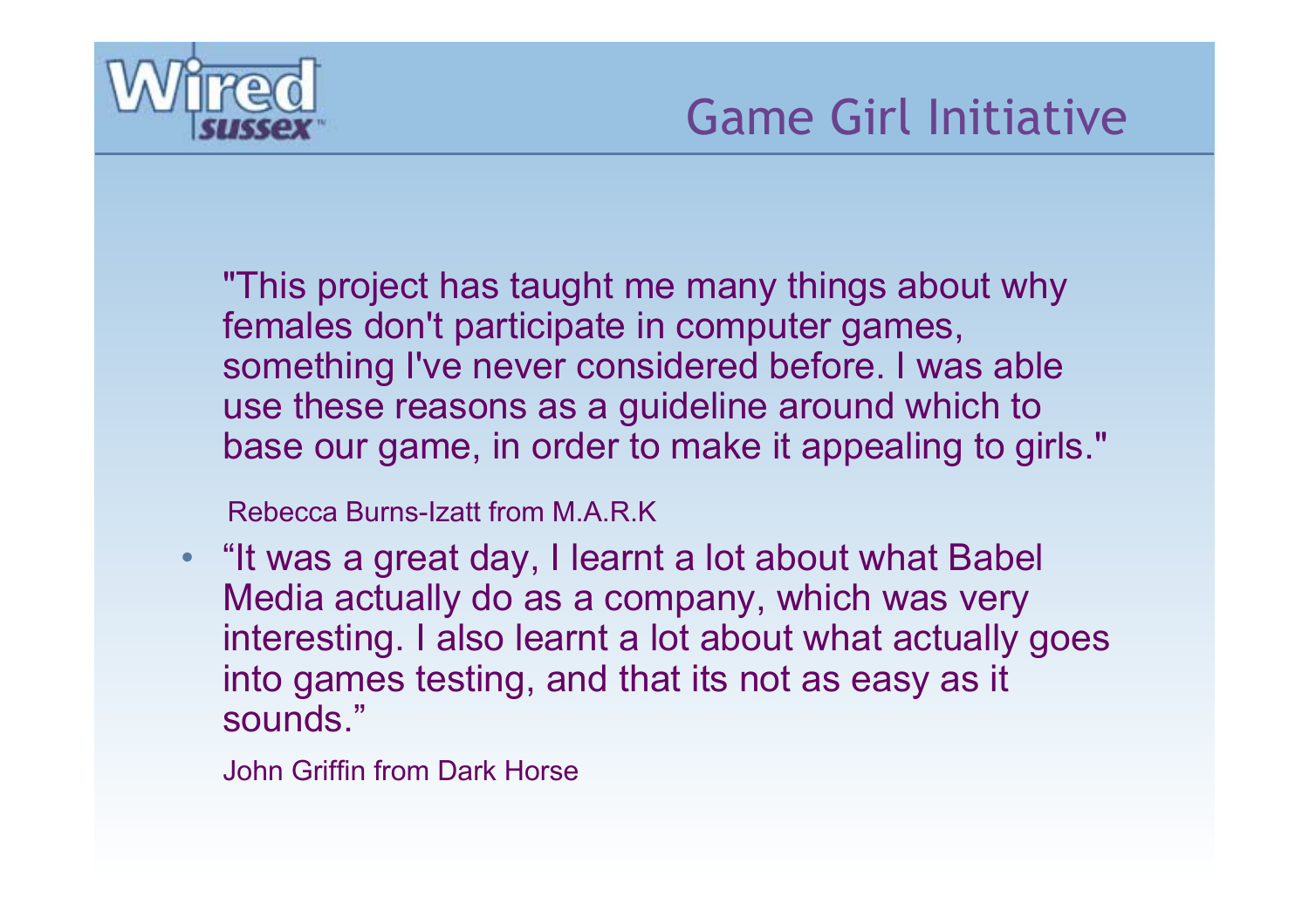# Game Girl Initiative

"This project has taught me many things about why females don't participate in computer games, something I've never considered before. I was able use these reasons as a guideline around which to base our game, in order to make it appealing to girls."

Rebecca Burns-Izatt from M.A.R.K

- "It was a great day, I learnt a lot about what Babel Media actually do as a company, which was very interesting. I also learnt a lot about what actually goes into games testing, and that its not as easy as it sounds."

  John Griffin from Dark Horse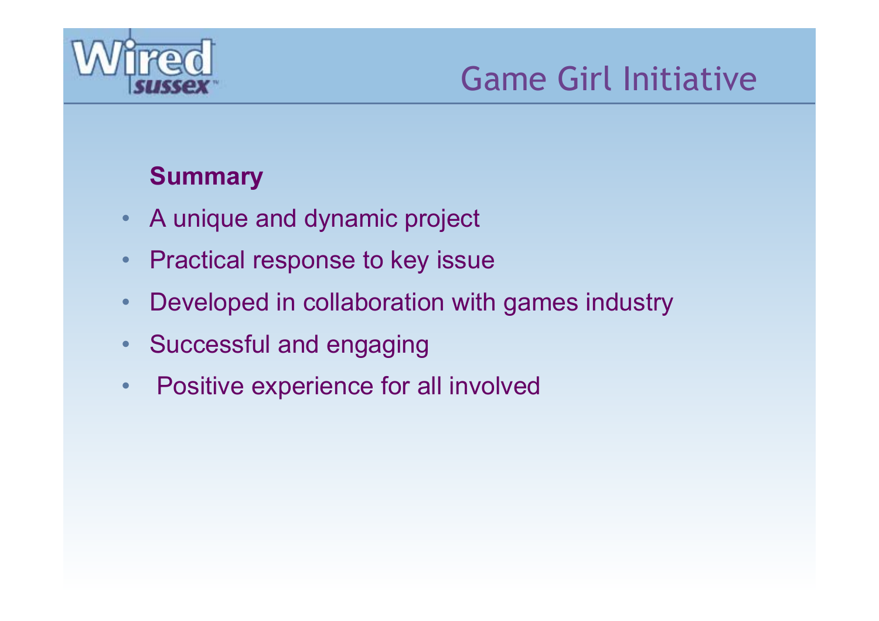# Game Girl Initiative

**Summary**

- A unique and dynamic project
- Practical response to key issue
- Developed in collaboration with games industry
- Successful and engaging
- Positive experience for all involved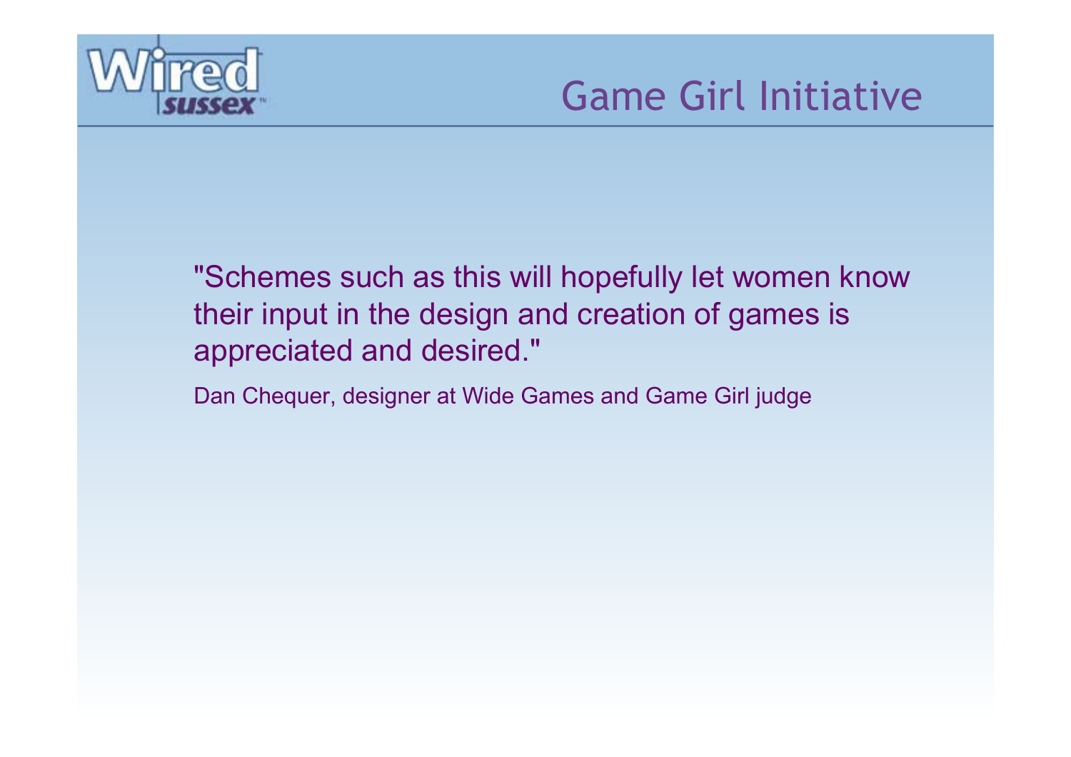# Game Girl Initiative

"Schemes such as this will hopefully let women know their input in the design and creation of games is appreciated and desired."

Dan Chequer, designer at Wide Games and Game Girl judge